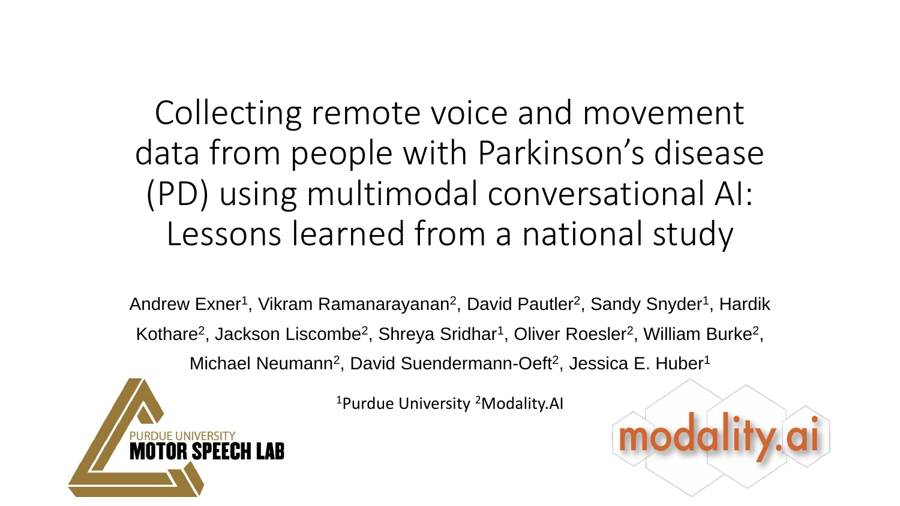# Collecting remote voice and movement data from people with Parkinson's disease (PD) using multimodal conversational AI: Lessons learned from a national study

Andrew Exner[1], Vikram Ramanarayanan[2], David Pautler[2], Sandy Snyder[1], Hardik Kothare[2], Jackson Liscombe[2], Shreya Sridhar[1], Oliver Roesler[2], William Burke[2], Michael Neumann[2], David Suendermann-Oeft[2], Jessica E. Huber[1]

[1]Purdue University [2]Modality.AI

PURDUE UNIVERSITY
MOTOR SPEECH LAB

modality.ai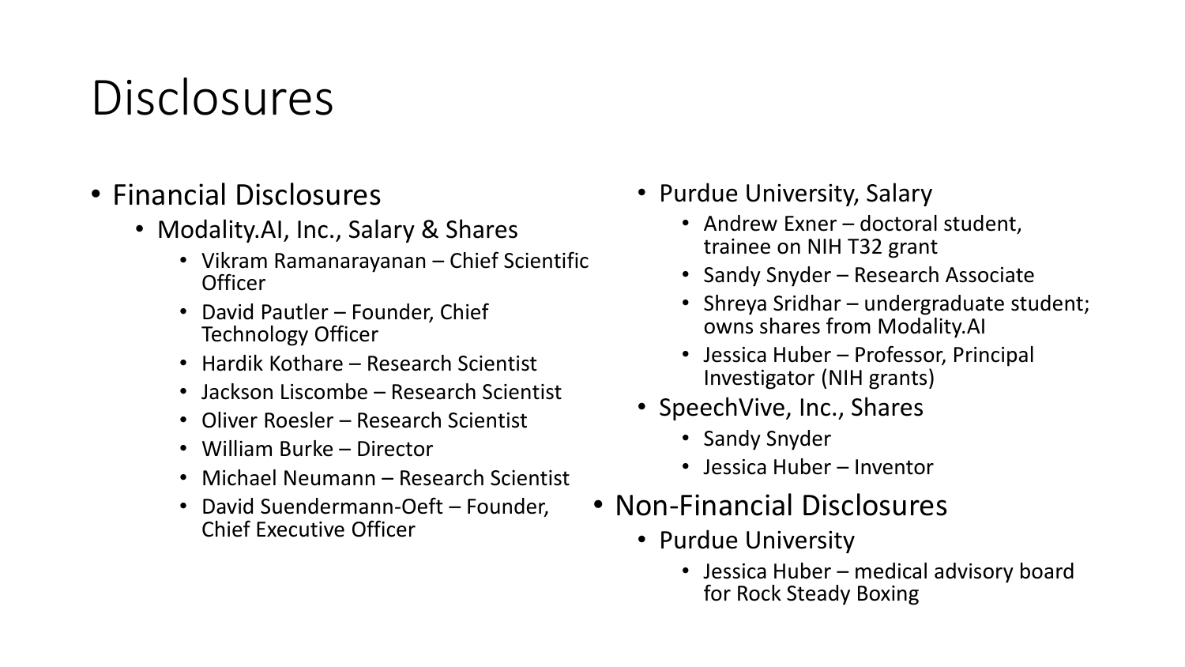# Disclosures

- Financial Disclosures
  - Modality.AI, Inc., Salary & Shares
    - Vikram Ramanarayanan – Chief Scientific Officer
    - David Pautler – Founder, Chief Technology Officer
    - Hardik Kothare – Research Scientist
    - Jackson Liscombe – Research Scientist
    - Oliver Roesler – Research Scientist
    - William Burke – Director
    - Michael Neumann – Research Scientist
    - David Suendermann-Oeft – Founder, Chief Executive Officer
  - Purdue University, Salary
    - Andrew Exner – doctoral student, trainee on NIH T32 grant
    - Sandy Snyder – Research Associate
    - Shreya Sridhar – undergraduate student; owns shares from Modality.AI
    - Jessica Huber – Professor, Principal Investigator (NIH grants)
  - SpeechVive, Inc., Shares
    - Sandy Snyder
    - Jessica Huber – Inventor
- Non-Financial Disclosures
  - Purdue University
    - Jessica Huber – medical advisory board for Rock Steady Boxing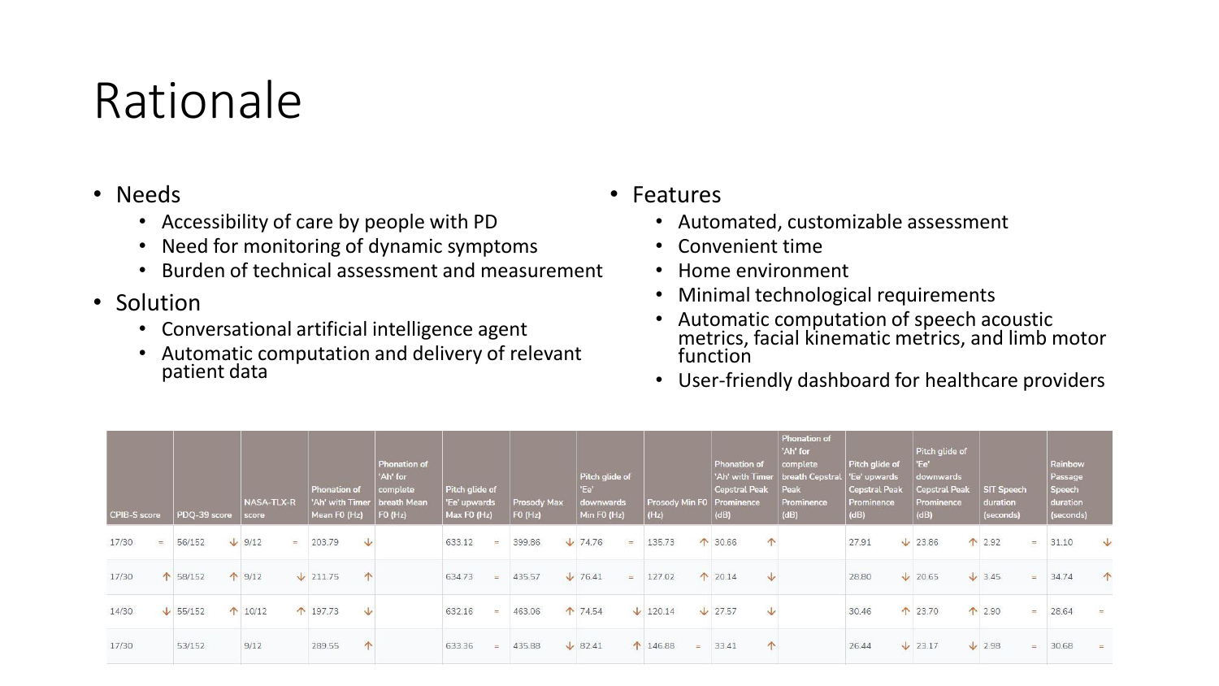# Rationale

- Needs
  - Accessibility of care by people with PD
  - Need for monitoring of dynamic symptoms
  - Burden of technical assessment and measurement
- Solution
  - Conversational artificial intelligence agent
  - Automatic computation and delivery of relevant patient data

- Features
  - Automated, customizable assessment
  - Convenient time
  - Home environment
  - Minimal technological requirements
  - Automatic computation of speech acoustic metrics, facial kinematic metrics, and limb motor function
  - User-friendly dashboard for healthcare providers

| CPIB-S score | PDQ-39 score | NASA-TLX-R score | Phonation of 'Ah' with Timer Mean F0 (Hz) | Phonation of 'Ah' for complete breath Mean F0 (Hz) | Pitch glide of 'Ee' upwards Max F0 (Hz) | Prosody Max F0 (Hz) | Pitch glide of 'Ee' downwards Min F0 (Hz) | Prosody Min F0 (Hz) | Phonation of 'Ah' with Timer Cepstral Peak Prominence (dB) | Phonation of 'Ah' for complete breath Cepstral Peak Prominence (dB) | Pitch glide of 'Ee' upwards Cepstral Peak Prominence (dB) | Pitch glide of 'Ee' downwards Cepstral Peak Prominence (dB) | SIT Speech duration (seconds) | Rainbow Passage Speech duration (seconds) |
|---|---|---|---|---|---|---|---|---|---|---|---|---|---|---|
| 17/30 = | 56/152 ↓ | 9/12 = | 203.79 ↓ | | 633.12 = | 399.86 ↓ | 74.76 = | 135.73 ↑ | 30.66 ↑ | | 27.91 ↓ | 23.86 ↑ | 2.92 = | 31.10 ↓ |
| 17/30 ↑ | 58/152 ↑ | 9/12 ↓ | 211.75 ↑ | | 634.73 = | 435.57 ↓ | 76.41 = | 127.02 ↑ | 20.14 ↓ | | 28.80 ↓ | 20.65 ↓ | 3.45 = | 34.74 ↑ |
| 14/30 ↓ | 55/152 ↑ | 10/12 ↑ | 197.73 ↓ | | 632.16 = | 463.06 ↑ | 74.54 ↓ | 120.14 ↓ | 27.57 ↓ | | 30.46 ↑ | 23.70 ↑ | 2.90 = | 28.64 = |
| 17/30 | 53/152 | 9/12 | 289.55 ↑ | | 633.36 = | 435.88 ↓ | 82.41 ↑ | 146.88 = | 33.41 ↑ | | 26.44 ↓ | 23.17 ↓ | 2.98 = | 30.68 = |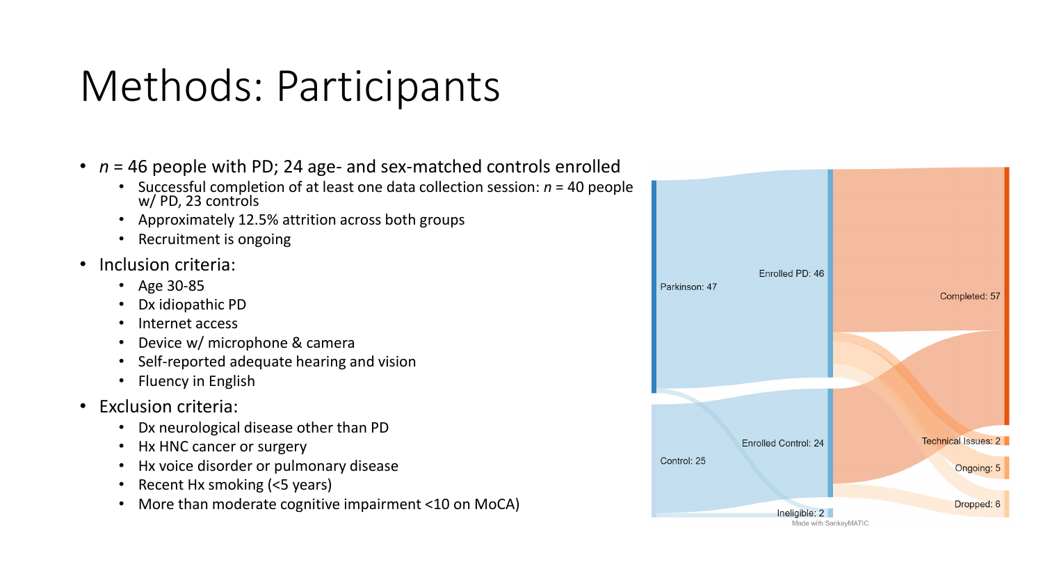# Methods: Participants

- *n* = 46 people with PD; 24 age- and sex-matched controls enrolled
  - Successful completion of at least one data collection session: *n* = 40 people w/ PD, 23 controls
  - Approximately 12.5% attrition across both groups
  - Recruitment is ongoing
- Inclusion criteria:
  - Age 30-85
  - Dx idiopathic PD
  - Internet access
  - Device w/ microphone & camera
  - Self-reported adequate hearing and vision
  - Fluency in English
- Exclusion criteria:
  - Dx neurological disease other than PD
  - Hx HNC cancer or surgery
  - Hx voice disorder or pulmonary disease
  - Recent Hx smoking (<5 years)
  - More than moderate cognitive impairment <10 on MoCA)

Parkinson: 47

Enrolled PD: 46

Completed: 57

Technical Issues: 2

Ongoing: 5

Dropped: 6

Control: 25

Enrolled Control: 24

Ineligible: 2

Made with SankeyMATIC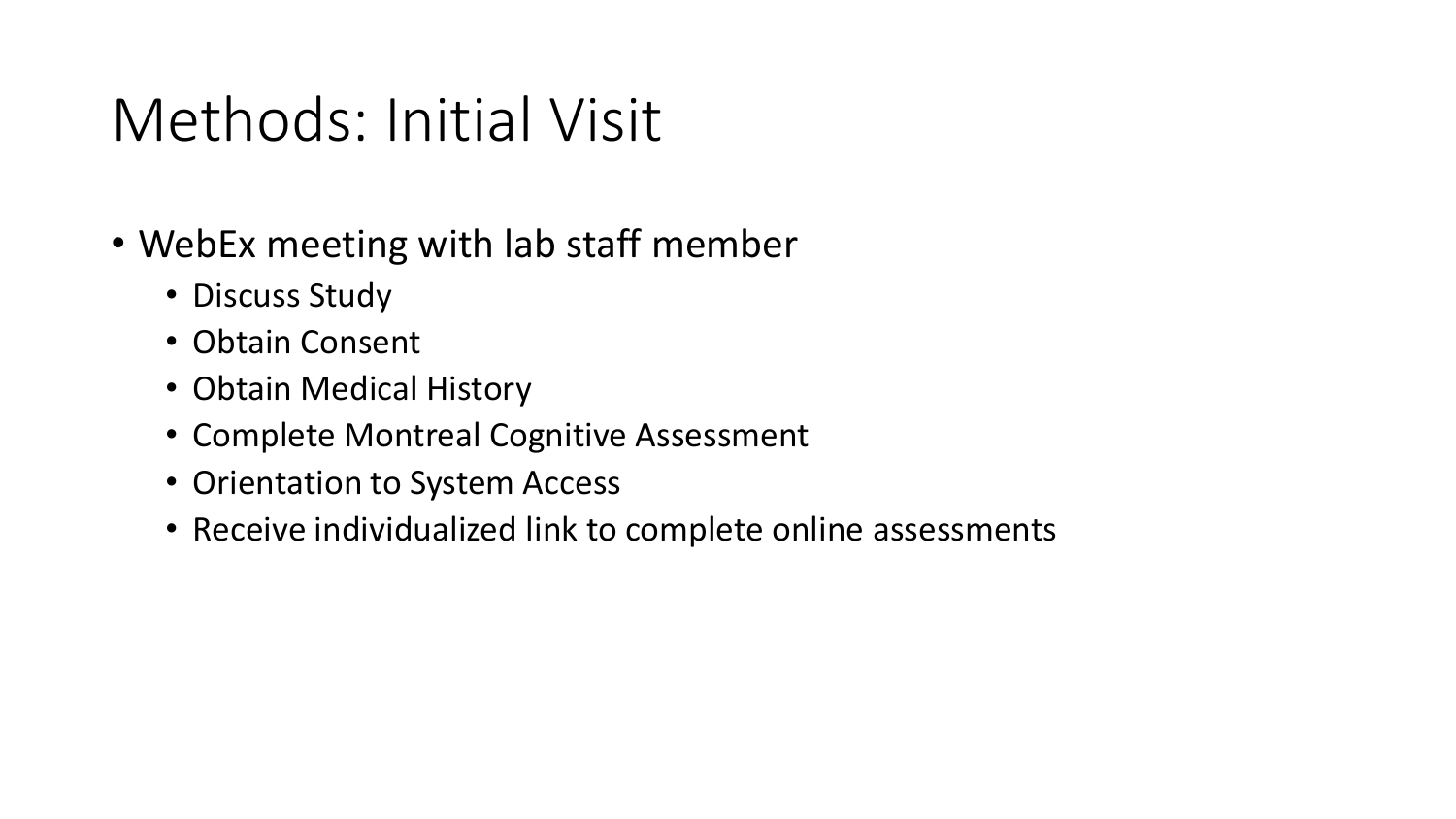# Methods: Initial Visit

- WebEx meeting with lab staff member
  - Discuss Study
  - Obtain Consent
  - Obtain Medical History
  - Complete Montreal Cognitive Assessment
  - Orientation to System Access
  - Receive individualized link to complete online assessments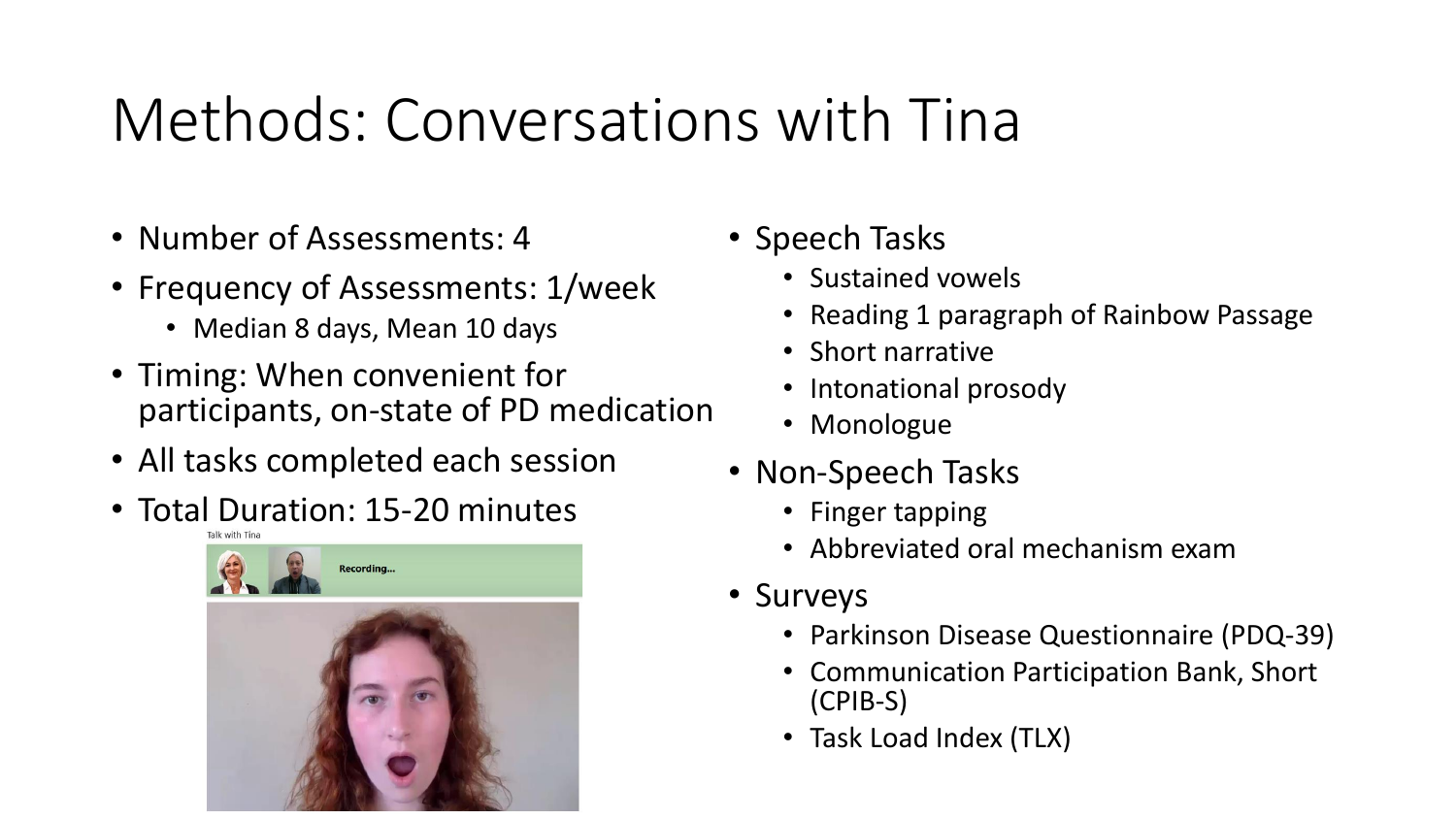# Methods: Conversations with Tina

- Number of Assessments: 4
- Frequency of Assessments: 1/week
  - Median 8 days, Mean 10 days
- Timing: When convenient for participants, on-state of PD medication
- All tasks completed each session
- Total Duration: 15-20 minutes

- Speech Tasks
  - Sustained vowels
  - Reading 1 paragraph of Rainbow Passage
  - Short narrative
  - Intonational prosody
  - Monologue
- Non-Speech Tasks
  - Finger tapping
  - Abbreviated oral mechanism exam
- Surveys
  - Parkinson Disease Questionnaire (PDQ-39)
  - Communication Participation Bank, Short (CPIB-S)
  - Task Load Index (TLX)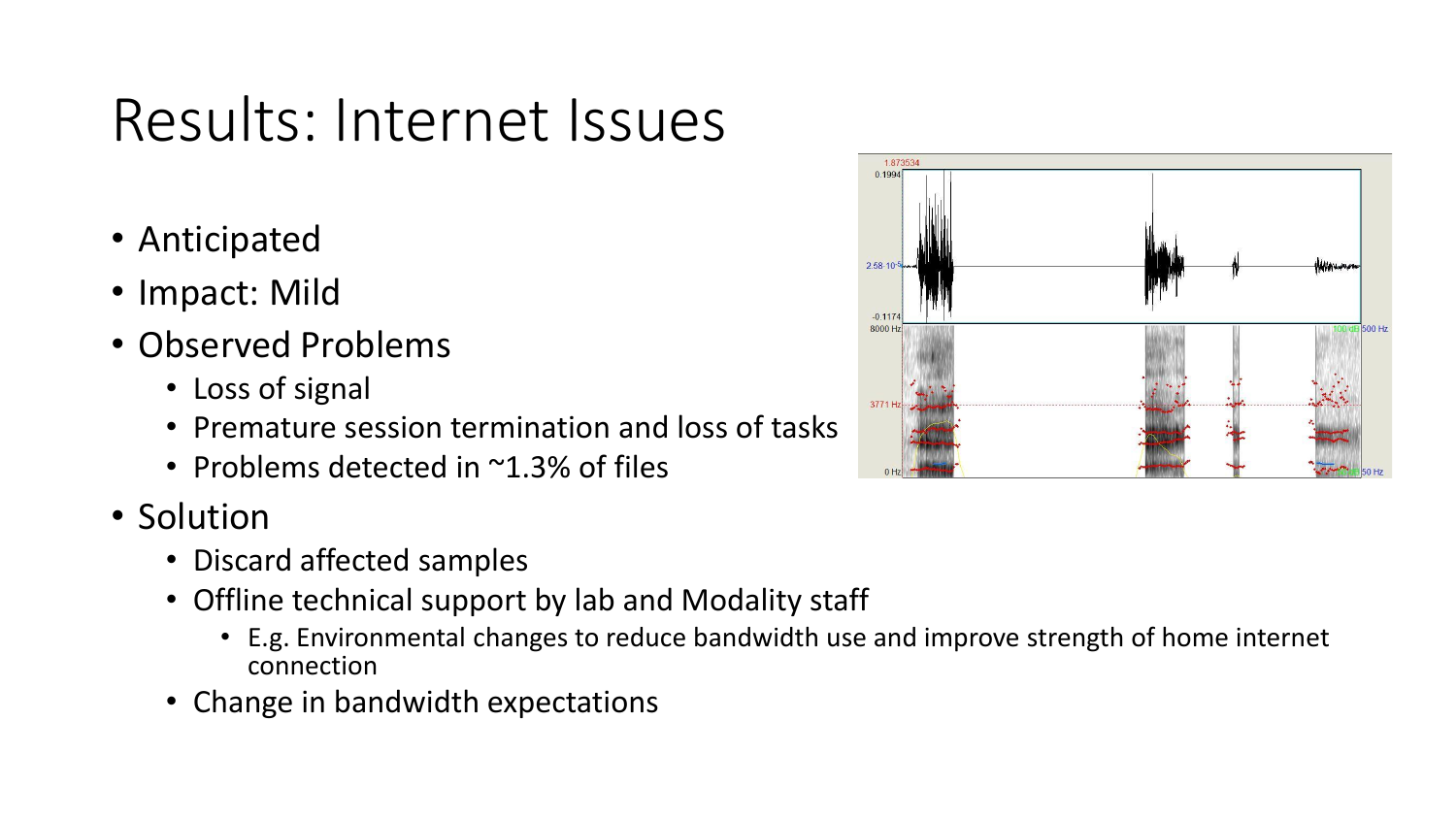# Results: Internet Issues

- Anticipated
- Impact: Mild
- Observed Problems
  - Loss of signal
  - Premature session termination and loss of tasks
  - Problems detected in ~1.3% of files
- Solution
  - Discard affected samples
  - Offline technical support by lab and Modality staff
    - E.g. Environmental changes to reduce bandwidth use and improve strength of home internet connection
  - Change in bandwidth expectations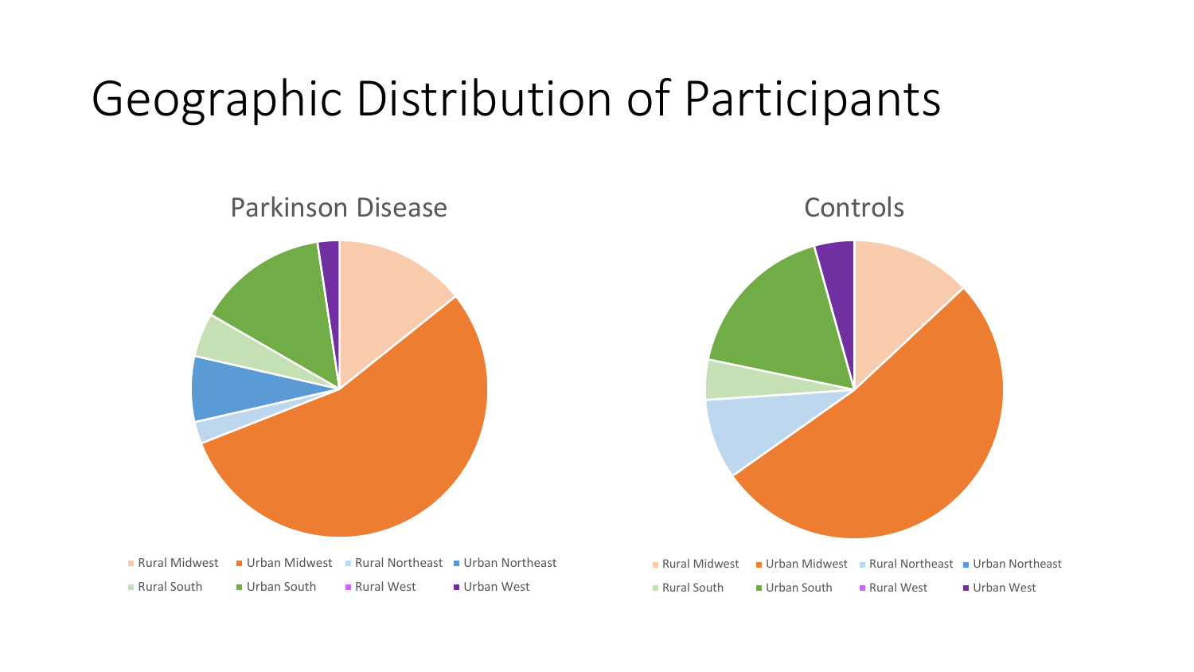# Geographic Distribution of Participants

## Parkinson Disease

Rural Midwest, Urban Midwest, Rural Northeast, Urban Northeast, Rural South, Urban South, Rural West, Urban West

## Controls

Rural Midwest, Urban Midwest, Rural Northeast, Urban Northeast, Rural South, Urban South, Rural West, Urban West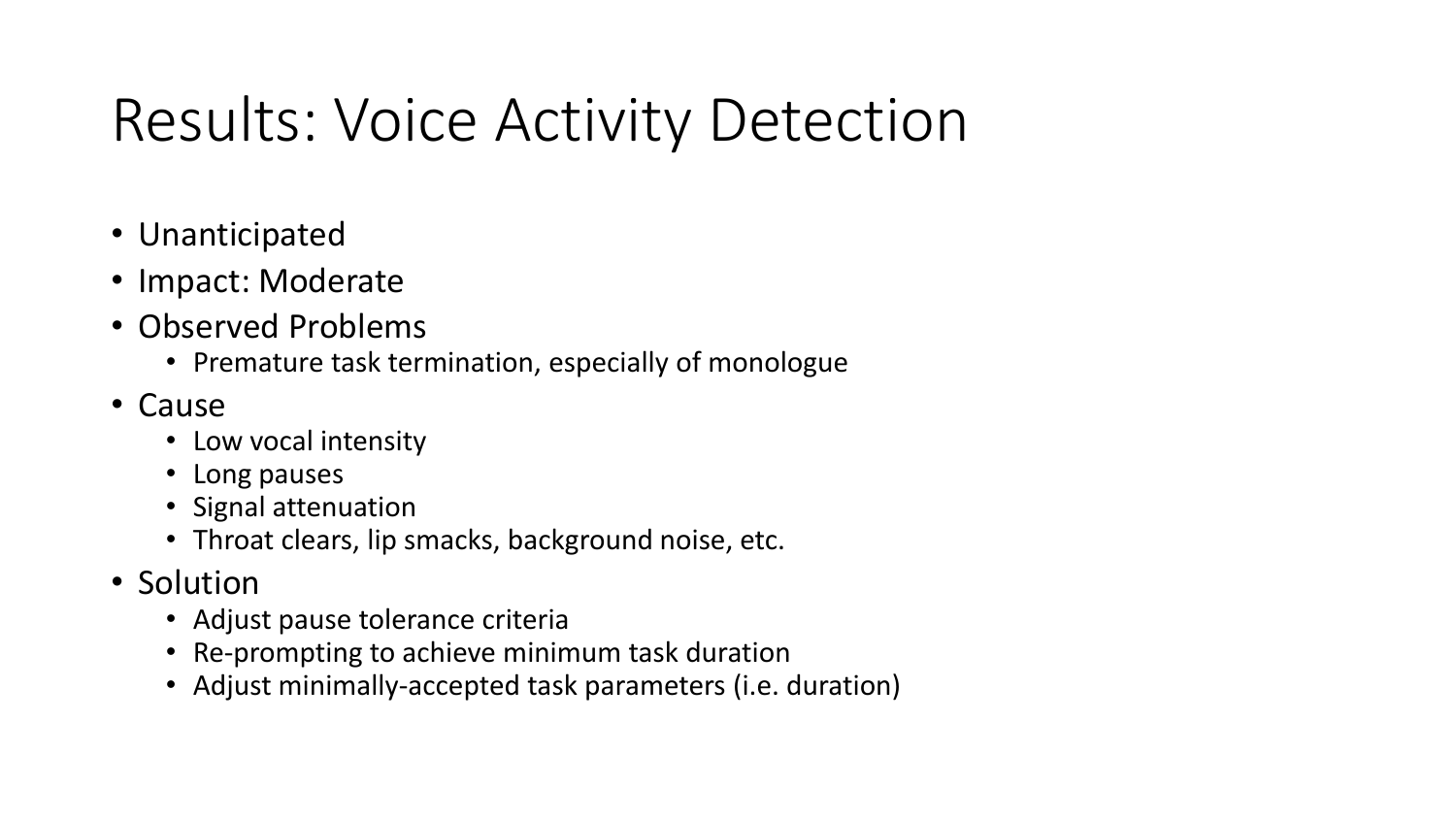# Results: Voice Activity Detection

- Unanticipated
- Impact: Moderate
- Observed Problems
  - Premature task termination, especially of monologue
- Cause
  - Low vocal intensity
  - Long pauses
  - Signal attenuation
  - Throat clears, lip smacks, background noise, etc.
- Solution
  - Adjust pause tolerance criteria
  - Re-prompting to achieve minimum task duration
  - Adjust minimally-accepted task parameters (i.e. duration)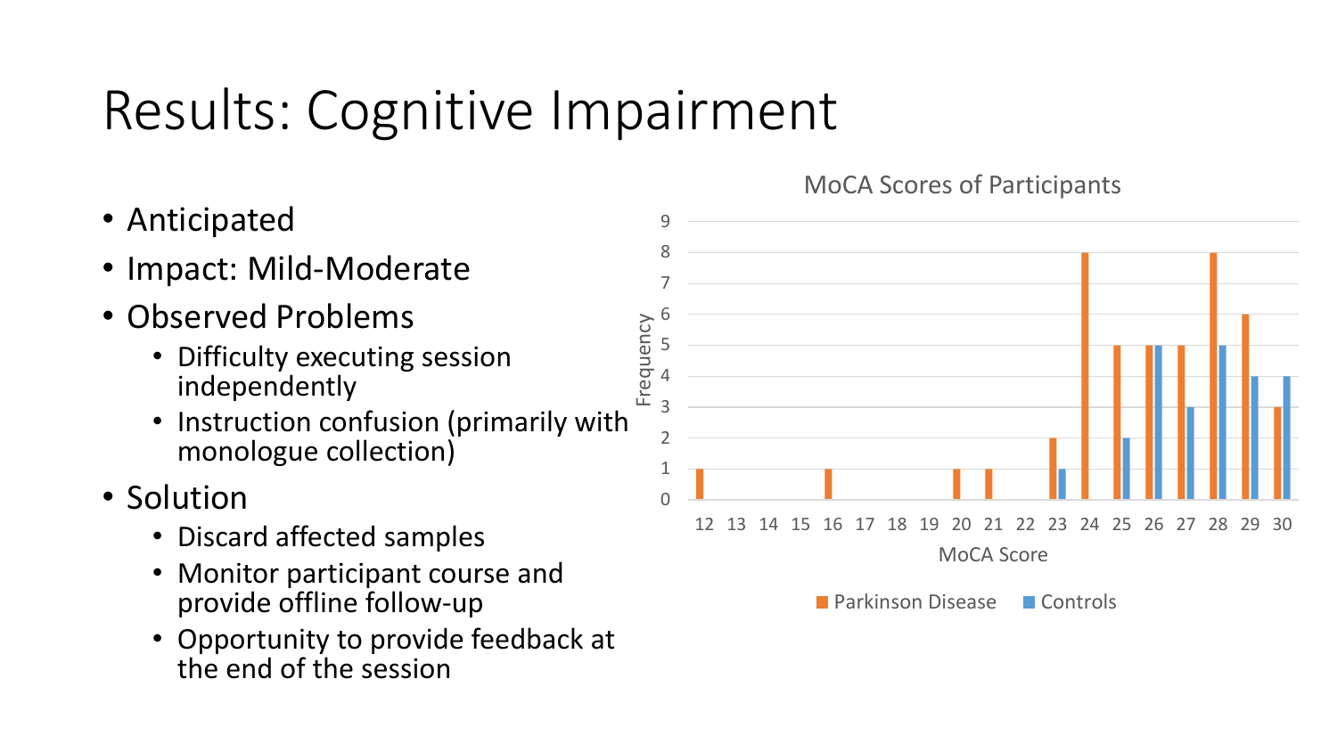# Results: Cognitive Impairment

- Anticipated
- Impact: Mild-Moderate
- Observed Problems
  - Difficulty executing session independently
  - Instruction confusion (primarily with monologue collection)
- Solution
  - Discard affected samples
  - Monitor participant course and provide offline follow-up
  - Opportunity to provide feedback at the end of the session

**MoCA Scores of Participants**

| MoCA Score | Parkinson Disease | Controls |
|---|---|---|
| 12 | 1 | 0 |
| 13 | 0 | 0 |
| 14 | 0 | 0 |
| 15 | 0 | 0 |
| 16 | 1 | 0 |
| 17 | 0 | 0 |
| 18 | 0 | 0 |
| 19 | 0 | 0 |
| 20 | 1 | 0 |
| 21 | 1 | 0 |
| 22 | 0 | 0 |
| 23 | 2 | 1 |
| 24 | 8 | 0 |
| 25 | 5 | 2 |
| 26 | 5 | 5 |
| 27 | 5 | 3 |
| 28 | 8 | 5 |
| 29 | 6 | 4 |
| 30 | 3 | 4 |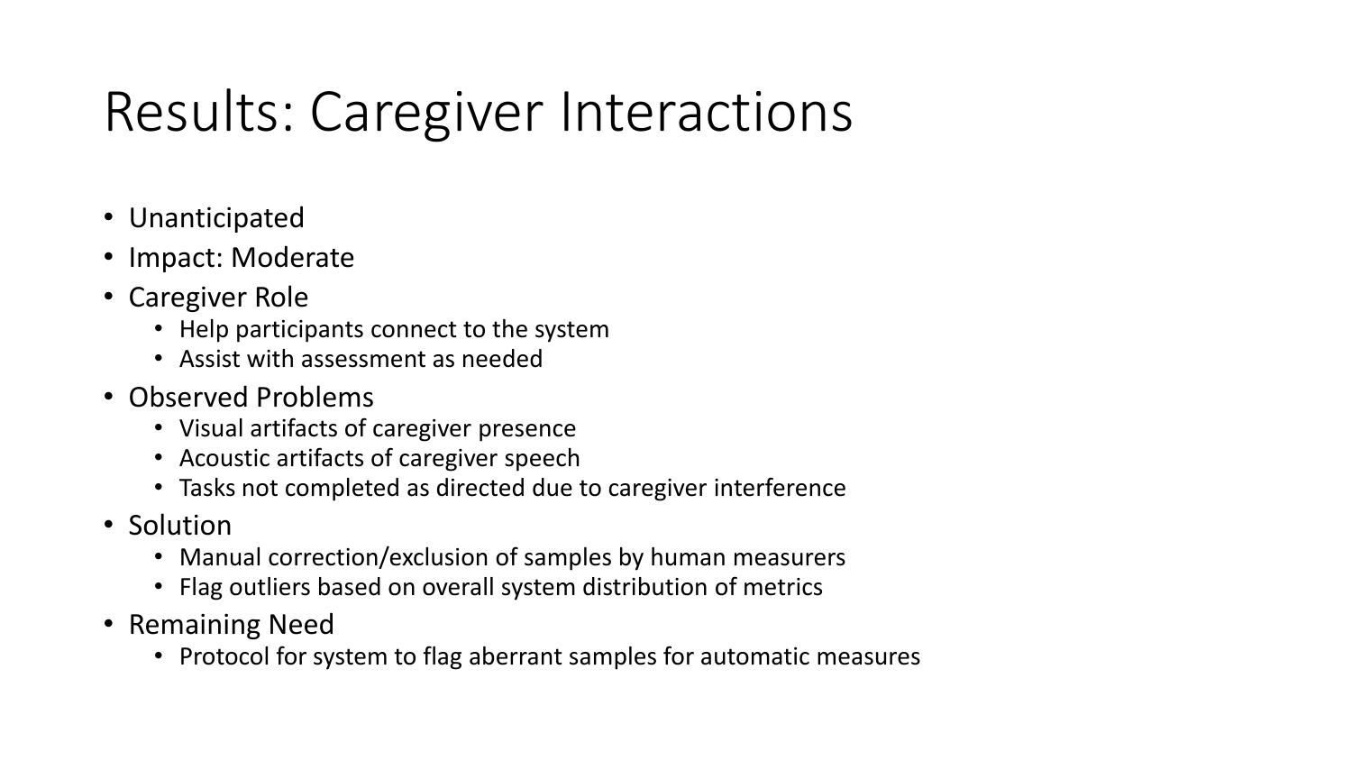# Results: Caregiver Interactions

- Unanticipated
- Impact: Moderate
- Caregiver Role
  - Help participants connect to the system
  - Assist with assessment as needed
- Observed Problems
  - Visual artifacts of caregiver presence
  - Acoustic artifacts of caregiver speech
  - Tasks not completed as directed due to caregiver interference
- Solution
  - Manual correction/exclusion of samples by human measurers
  - Flag outliers based on overall system distribution of metrics
- Remaining Need
  - Protocol for system to flag aberrant samples for automatic measures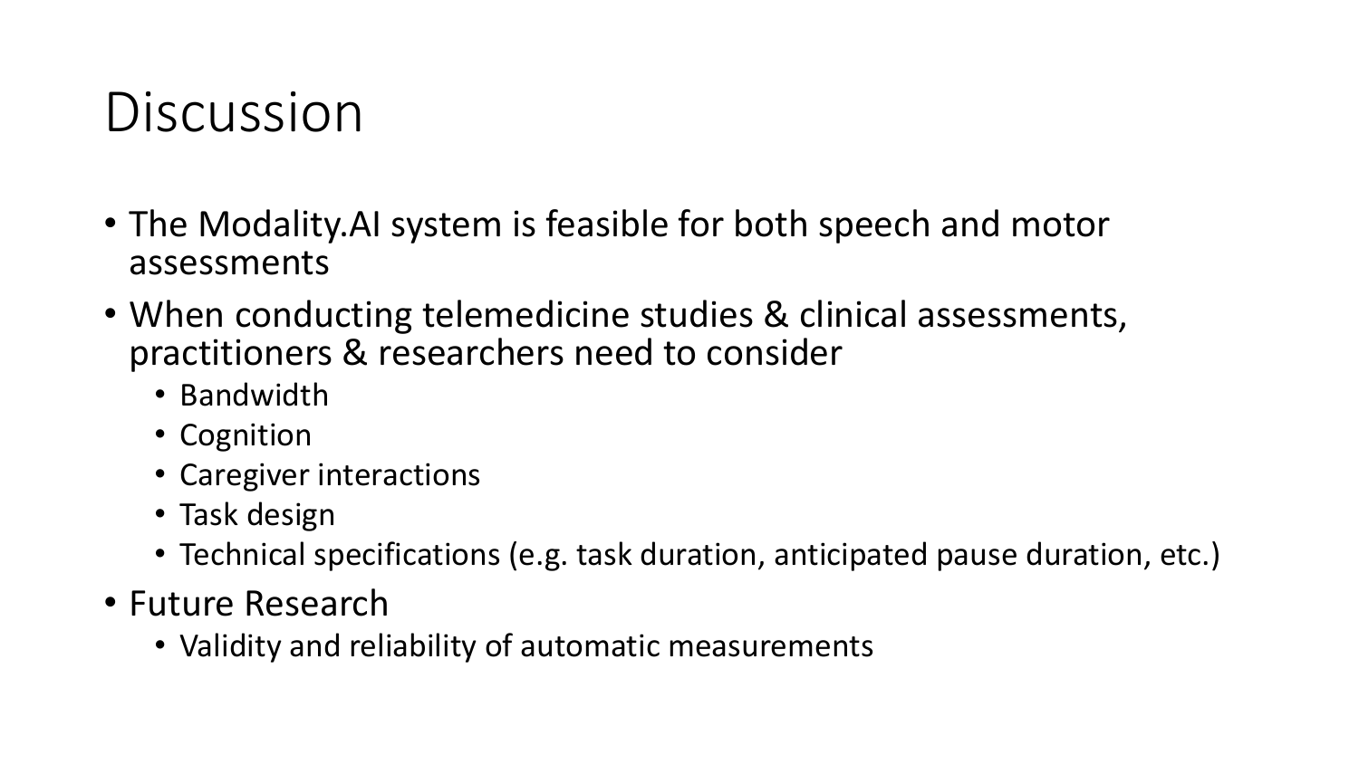# Discussion

- The Modality.AI system is feasible for both speech and motor assessments
- When conducting telemedicine studies & clinical assessments, practitioners & researchers need to consider
  - Bandwidth
  - Cognition
  - Caregiver interactions
  - Task design
  - Technical specifications (e.g. task duration, anticipated pause duration, etc.)
- Future Research
  - Validity and reliability of automatic measurements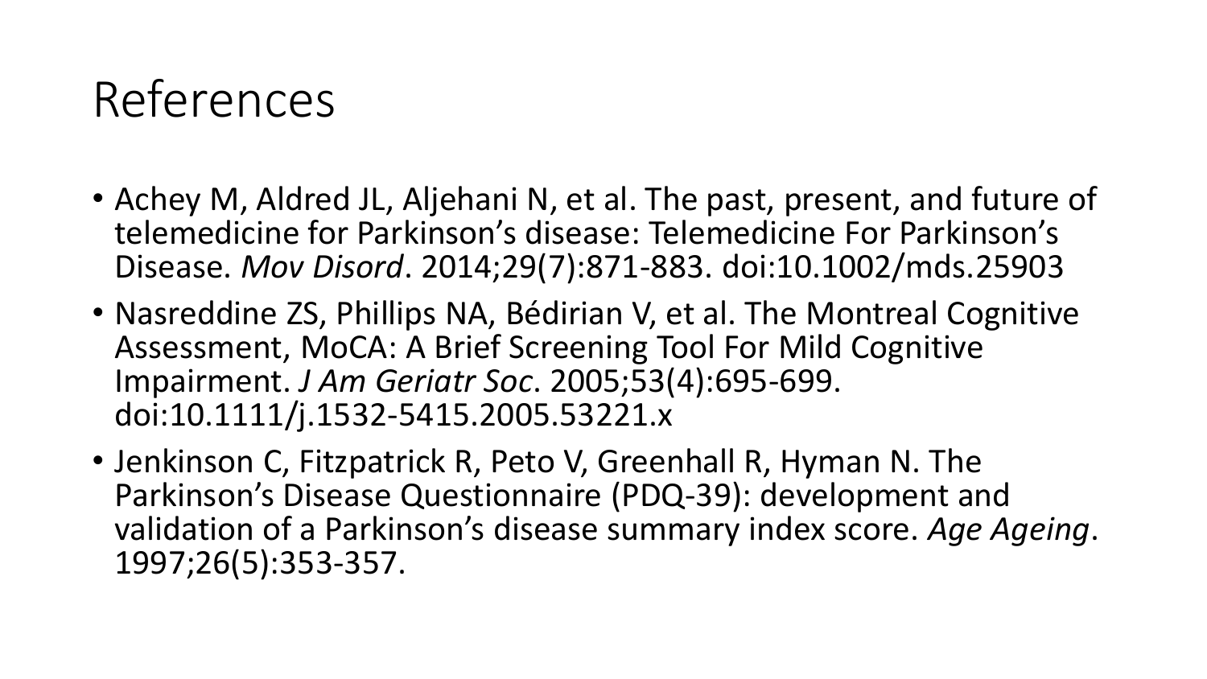# References

- Achey M, Aldred JL, Aljehani N, et al. The past, present, and future of telemedicine for Parkinson's disease: Telemedicine For Parkinson's Disease. *Mov Disord*. 2014;29(7):871-883. doi:10.1002/mds.25903
- Nasreddine ZS, Phillips NA, Bédirian V, et al. The Montreal Cognitive Assessment, MoCA: A Brief Screening Tool For Mild Cognitive Impairment. *J Am Geriatr Soc*. 2005;53(4):695-699. doi:10.1111/j.1532-5415.2005.53221.x
- Jenkinson C, Fitzpatrick R, Peto V, Greenhall R, Hyman N. The Parkinson's Disease Questionnaire (PDQ-39): development and validation of a Parkinson's disease summary index score. *Age Ageing*. 1997;26(5):353-357.